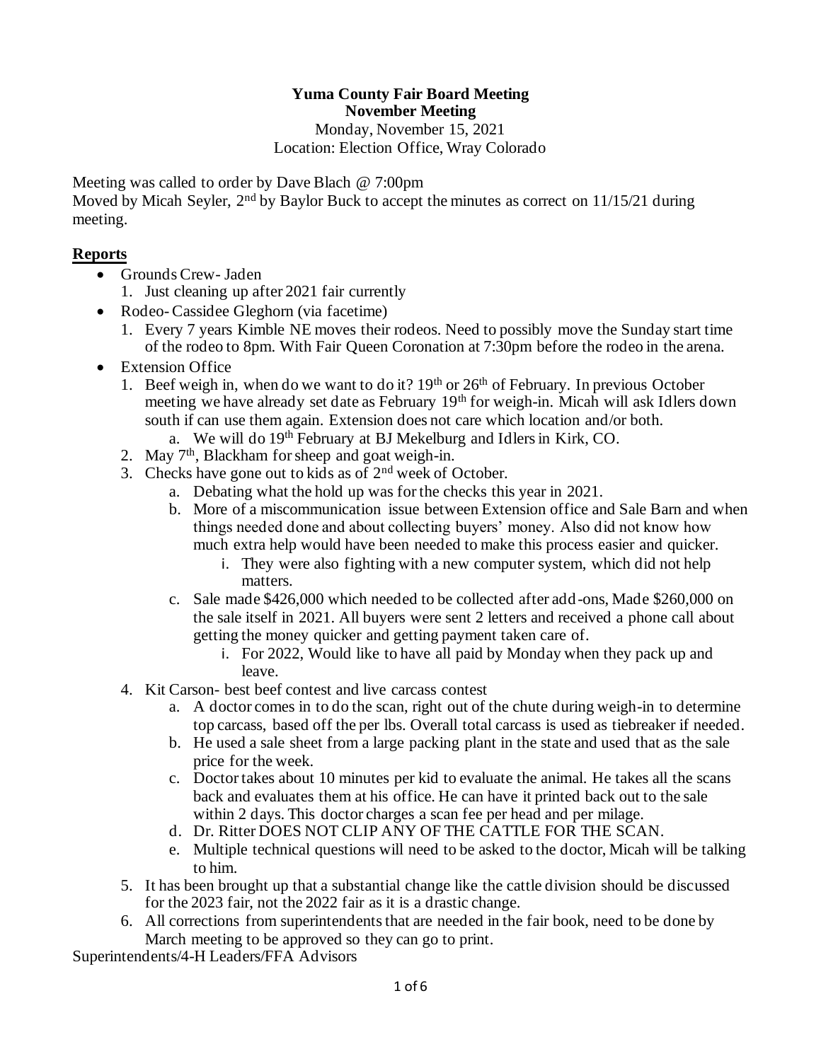**Yuma County Fair Board Meeting**
**November Meeting**

Monday, November 15, 2021
Location: Election Office, Wray Colorado

Meeting was called to order by Dave Blach @ 7:00pm
Moved by Micah Seyler, 2nd by Baylor Buck to accept the minutes as correct on 11/15/21 during meeting.

## Reports

- Grounds Crew- Jaden
  1. Just cleaning up after 2021 fair currently
- Rodeo- Cassidee Gleghorn (via facetime)
  1. Every 7 years Kimble NE moves their rodeos. Need to possibly move the Sunday start time of the rodeo to 8pm. With Fair Queen Coronation at 7:30pm before the rodeo in the arena.
- Extension Office
  1. Beef weigh in, when do we want to do it? 19th or 26th of February. In previous October meeting we have already set date as February 19th for weigh-in. Micah will ask Idlers down south if can use them again. Extension does not care which location and/or both.
     a. We will do 19th February at BJ Mekelburg and Idlers in Kirk, CO.
  2. May 7th, Blackham for sheep and goat weigh-in.
  3. Checks have gone out to kids as of 2nd week of October.
     a. Debating what the hold up was for the checks this year in 2021.
     b. More of a miscommunication issue between Extension office and Sale Barn and when things needed done and about collecting buyers' money. Also did not know how much extra help would have been needed to make this process easier and quicker.
        i. They were also fighting with a new computer system, which did not help matters.
     c. Sale made $426,000 which needed to be collected after add-ons, Made $260,000 on the sale itself in 2021. All buyers were sent 2 letters and received a phone call about getting the money quicker and getting payment taken care of.
        i. For 2022, Would like to have all paid by Monday when they pack up and leave.
  4. Kit Carson- best beef contest and live carcass contest
     a. A doctor comes in to do the scan, right out of the chute during weigh-in to determine top carcass, based off the per lbs. Overall total carcass is used as tiebreaker if needed.
     b. He used a sale sheet from a large packing plant in the state and used that as the sale price for the week.
     c. Doctor takes about 10 minutes per kid to evaluate the animal. He takes all the scans back and evaluates them at his office. He can have it printed back out to the sale within 2 days. This doctor charges a scan fee per head and per milage.
     d. Dr. Ritter DOES NOT CLIP ANY OF THE CATTLE FOR THE SCAN.
     e. Multiple technical questions will need to be asked to the doctor, Micah will be talking to him.
  5. It has been brought up that a substantial change like the cattle division should be discussed for the 2023 fair, not the 2022 fair as it is a drastic change.
  6. All corrections from superintendents that are needed in the fair book, need to be done by March meeting to be approved so they can go to print.

Superintendents/4-H Leaders/FFA Advisors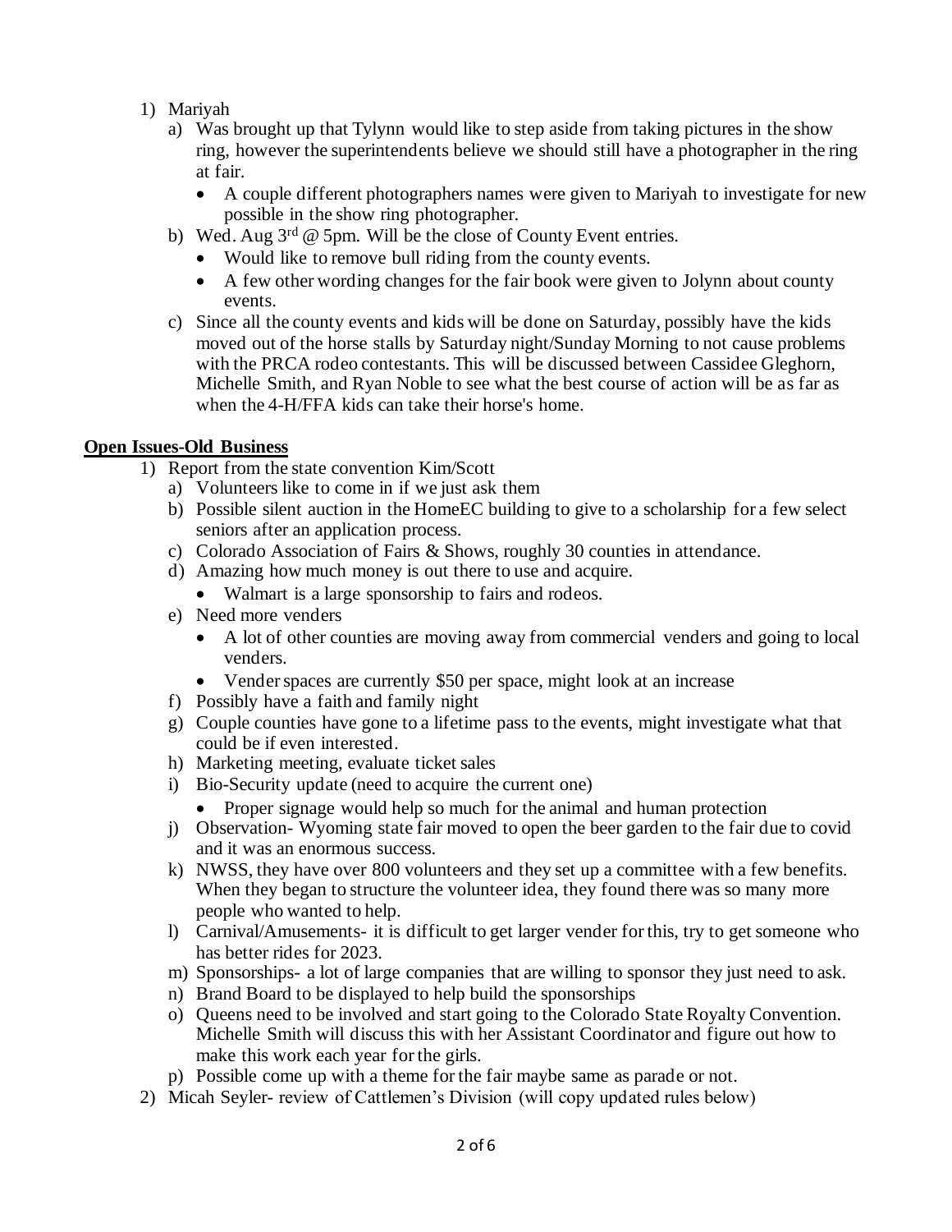1) Mariyah
   a) Was brought up that Tylynn would like to step aside from taking pictures in the show ring, however the superintendents believe we should still have a photographer in the ring at fair.
      - A couple different photographers names were given to Mariyah to investigate for new possible in the show ring photographer.
   b) Wed. Aug 3rd @ 5pm. Will be the close of County Event entries.
      - Would like to remove bull riding from the county events.
      - A few other wording changes for the fair book were given to Jolynn about county events.
   c) Since all the county events and kids will be done on Saturday, possibly have the kids moved out of the horse stalls by Saturday night/Sunday Morning to not cause problems with the PRCA rodeo contestants. This will be discussed between Cassidee Gleghorn, Michelle Smith, and Ryan Noble to see what the best course of action will be as far as when the 4-H/FFA kids can take their horse's home.

**Open Issues-Old Business**

1) Report from the state convention Kim/Scott
   a) Volunteers like to come in if we just ask them
   b) Possible silent auction in the HomeEC building to give to a scholarship for a few select seniors after an application process.
   c) Colorado Association of Fairs & Shows, roughly 30 counties in attendance.
   d) Amazing how much money is out there to use and acquire.
      - Walmart is a large sponsorship to fairs and rodeos.
   e) Need more venders
      - A lot of other counties are moving away from commercial venders and going to local venders.
      - Vender spaces are currently $50 per space, might look at an increase
   f) Possibly have a faith and family night
   g) Couple counties have gone to a lifetime pass to the events, might investigate what that could be if even interested.
   h) Marketing meeting, evaluate ticket sales
   i) Bio-Security update (need to acquire the current one)
      - Proper signage would help so much for the animal and human protection
   j) Observation- Wyoming state fair moved to open the beer garden to the fair due to covid and it was an enormous success.
   k) NWSS, they have over 800 volunteers and they set up a committee with a few benefits. When they began to structure the volunteer idea, they found there was so many more people who wanted to help.
   l) Carnival/Amusements- it is difficult to get larger vender for this, try to get someone who has better rides for 2023.
   m) Sponsorships- a lot of large companies that are willing to sponsor they just need to ask.
   n) Brand Board to be displayed to help build the sponsorships
   o) Queens need to be involved and start going to the Colorado State Royalty Convention. Michelle Smith will discuss this with her Assistant Coordinator and figure out how to make this work each year for the girls.
   p) Possible come up with a theme for the fair maybe same as parade or not.
2) Micah Seyler- review of Cattlemen's Division (will copy updated rules below)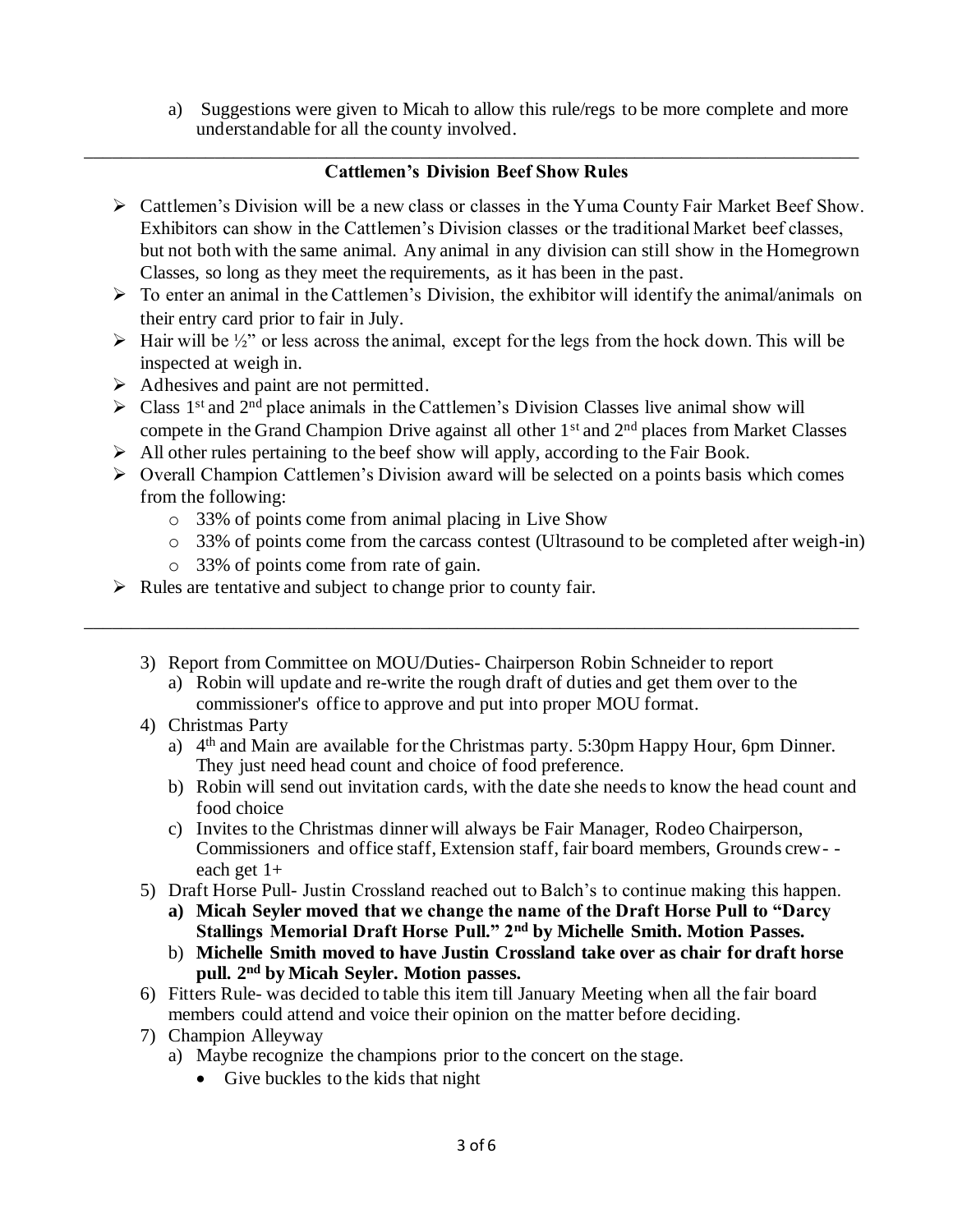a) Suggestions were given to Micah to allow this rule/regs to be more complete and more understandable for all the county involved.

---

### Cattlemen's Division Beef Show Rules

- Cattlemen's Division will be a new class or classes in the Yuma County Fair Market Beef Show. Exhibitors can show in the Cattlemen's Division classes or the traditional Market beef classes, but not both with the same animal. Any animal in any division can still show in the Homegrown Classes, so long as they meet the requirements, as it has been in the past.
- To enter an animal in the Cattlemen's Division, the exhibitor will identify the animal/animals on their entry card prior to fair in July.
- Hair will be ½" or less across the animal, except for the legs from the hock down. This will be inspected at weigh in.
- Adhesives and paint are not permitted.
- Class 1st and 2nd place animals in the Cattlemen's Division Classes live animal show will compete in the Grand Champion Drive against all other 1st and 2nd places from Market Classes
- All other rules pertaining to the beef show will apply, according to the Fair Book.
- Overall Champion Cattlemen's Division award will be selected on a points basis which comes from the following:
  - 33% of points come from animal placing in Live Show
  - 33% of points come from the carcass contest (Ultrasound to be completed after weigh-in)
  - 33% of points come from rate of gain.
- Rules are tentative and subject to change prior to county fair.

---

3) Report from Committee on MOU/Duties- Chairperson Robin Schneider to report
   a) Robin will update and re-write the rough draft of duties and get them over to the commissioner's office to approve and put into proper MOU format.
4) Christmas Party
   a) 4th and Main are available for the Christmas party. 5:30pm Happy Hour, 6pm Dinner. They just need head count and choice of food preference.
   b) Robin will send out invitation cards, with the date she needs to know the head count and food choice
   c) Invites to the Christmas dinner will always be Fair Manager, Rodeo Chairperson, Commissioners and office staff, Extension staff, fair board members, Grounds crew- - each get 1+
5) Draft Horse Pull- Justin Crossland reached out to Balch's to continue making this happen.
   **a) Micah Seyler moved that we change the name of the Draft Horse Pull to "Darcy Stallings Memorial Draft Horse Pull." 2nd by Michelle Smith. Motion Passes.**
   b) **Michelle Smith moved to have Justin Crossland take over as chair for draft horse pull. 2nd by Micah Seyler. Motion passes.**
6) Fitters Rule- was decided to table this item till January Meeting when all the fair board members could attend and voice their opinion on the matter before deciding.
7) Champion Alleyway
   a) Maybe recognize the champions prior to the concert on the stage.
      - Give buckles to the kids that night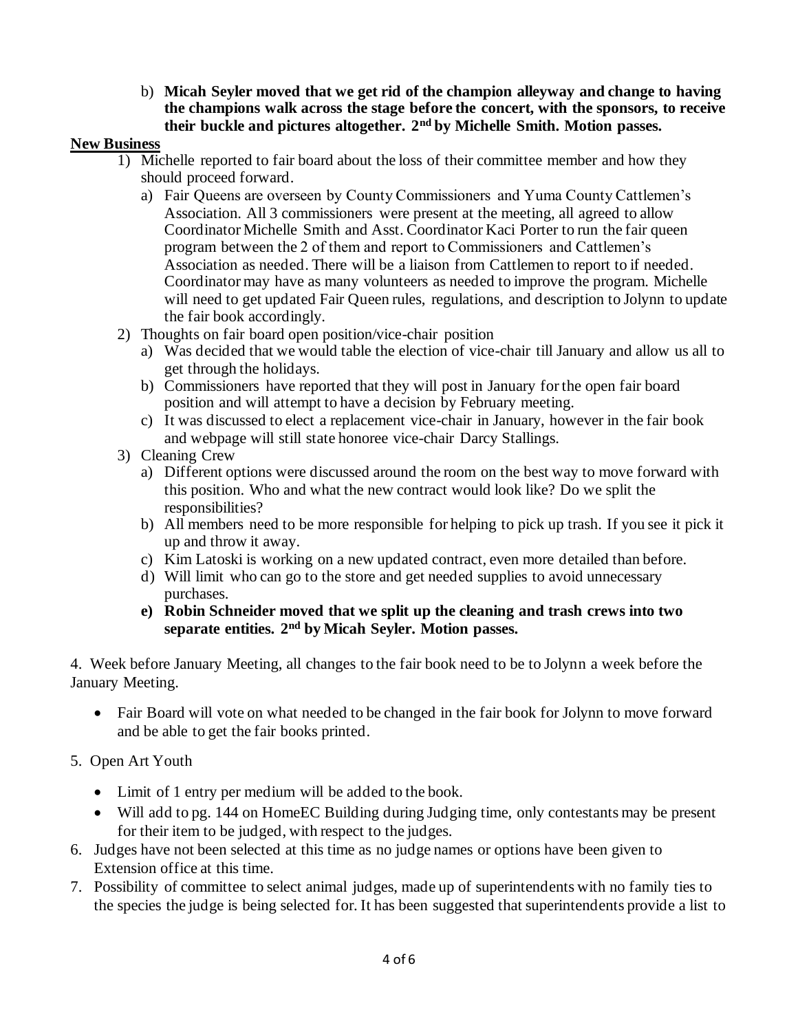b) **Micah Seyler moved that we get rid of the champion alleyway and change to having the champions walk across the stage before the concert, with the sponsors, to receive their buckle and pictures altogether. 2nd by Michelle Smith. Motion passes.**

**New Business**

1) Michelle reported to fair board about the loss of their committee member and how they should proceed forward.
   a) Fair Queens are overseen by County Commissioners and Yuma County Cattlemen's Association. All 3 commissioners were present at the meeting, all agreed to allow Coordinator Michelle Smith and Asst. Coordinator Kaci Porter to run the fair queen program between the 2 of them and report to Commissioners and Cattlemen's Association as needed. There will be a liaison from Cattlemen to report to if needed. Coordinator may have as many volunteers as needed to improve the program. Michelle will need to get updated Fair Queen rules, regulations, and description to Jolynn to update the fair book accordingly.
2) Thoughts on fair board open position/vice-chair position
   a) Was decided that we would table the election of vice-chair till January and allow us all to get through the holidays.
   b) Commissioners have reported that they will post in January for the open fair board position and will attempt to have a decision by February meeting.
   c) It was discussed to elect a replacement vice-chair in January, however in the fair book and webpage will still state honoree vice-chair Darcy Stallings.
3) Cleaning Crew
   a) Different options were discussed around the room on the best way to move forward with this position. Who and what the new contract would look like? Do we split the responsibilities?
   b) All members need to be more responsible for helping to pick up trash. If you see it pick it up and throw it away.
   c) Kim Latoski is working on a new updated contract, even more detailed than before.
   d) Will limit who can go to the store and get needed supplies to avoid unnecessary purchases.
   e) **Robin Schneider moved that we split up the cleaning and trash crews into two separate entities. 2nd by Micah Seyler. Motion passes.**

4. Week before January Meeting, all changes to the fair book need to be to Jolynn a week before the January Meeting.

- Fair Board will vote on what needed to be changed in the fair book for Jolynn to move forward and be able to get the fair books printed.

5. Open Art Youth

- Limit of 1 entry per medium will be added to the book.
- Will add to pg. 144 on HomeEC Building during Judging time, only contestants may be present for their item to be judged, with respect to the judges.

6. Judges have not been selected at this time as no judge names or options have been given to Extension office at this time.
7. Possibility of committee to select animal judges, made up of superintendents with no family ties to the species the judge is being selected for. It has been suggested that superintendents provide a list to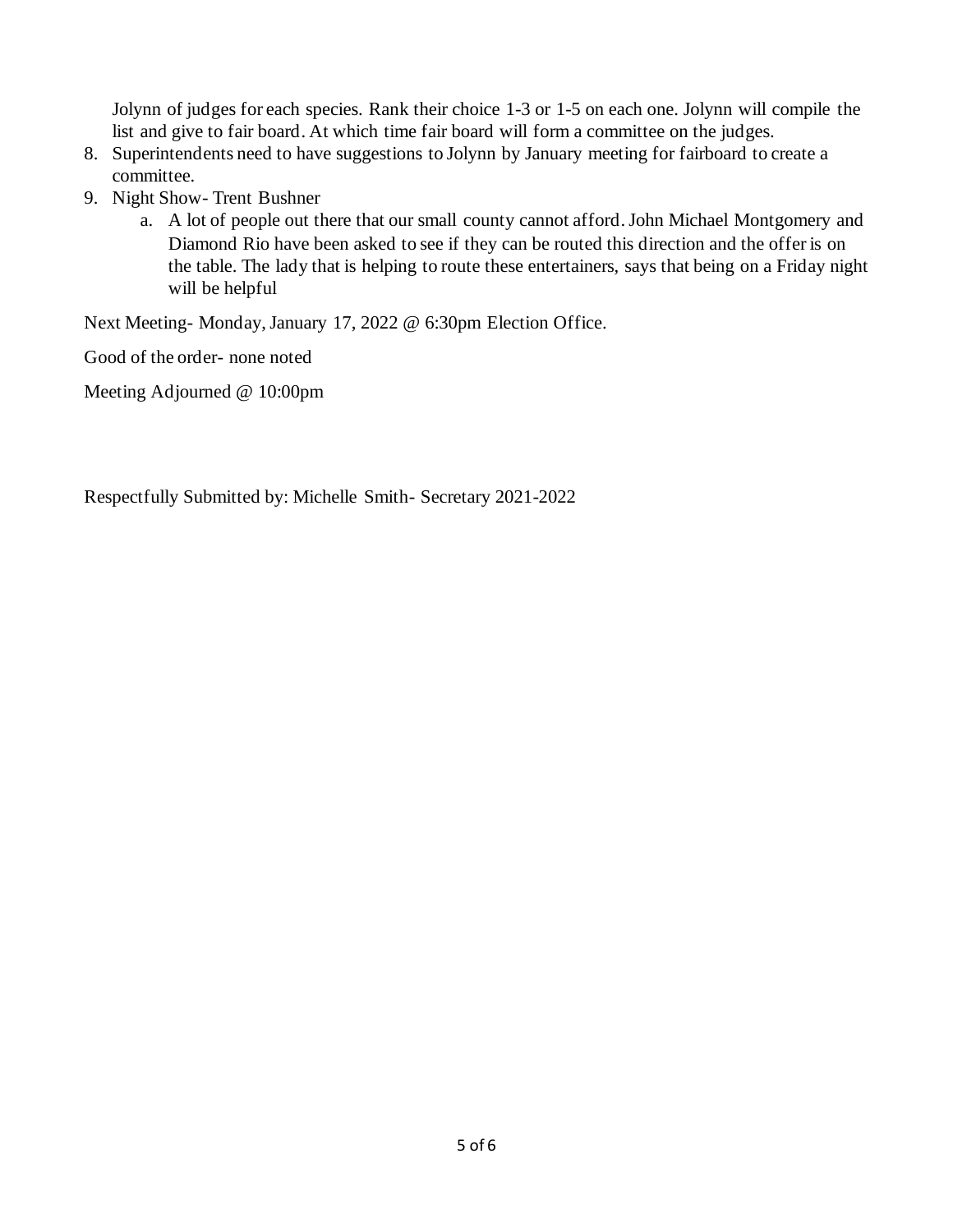Jolynn of judges for each species. Rank their choice 1-3 or 1-5 on each one. Jolynn will compile the list and give to fair board. At which time fair board will form a committee on the judges.

8. Superintendents need to have suggestions to Jolynn by January meeting for fairboard to create a committee.
9. Night Show- Trent Bushner
    a. A lot of people out there that our small county cannot afford. John Michael Montgomery and Diamond Rio have been asked to see if they can be routed this direction and the offer is on the table. The lady that is helping to route these entertainers, says that being on a Friday night will be helpful

Next Meeting- Monday, January 17, 2022 @ 6:30pm Election Office.

Good of the order- none noted

Meeting Adjourned @ 10:00pm

Respectfully Submitted by: Michelle Smith- Secretary 2021-2022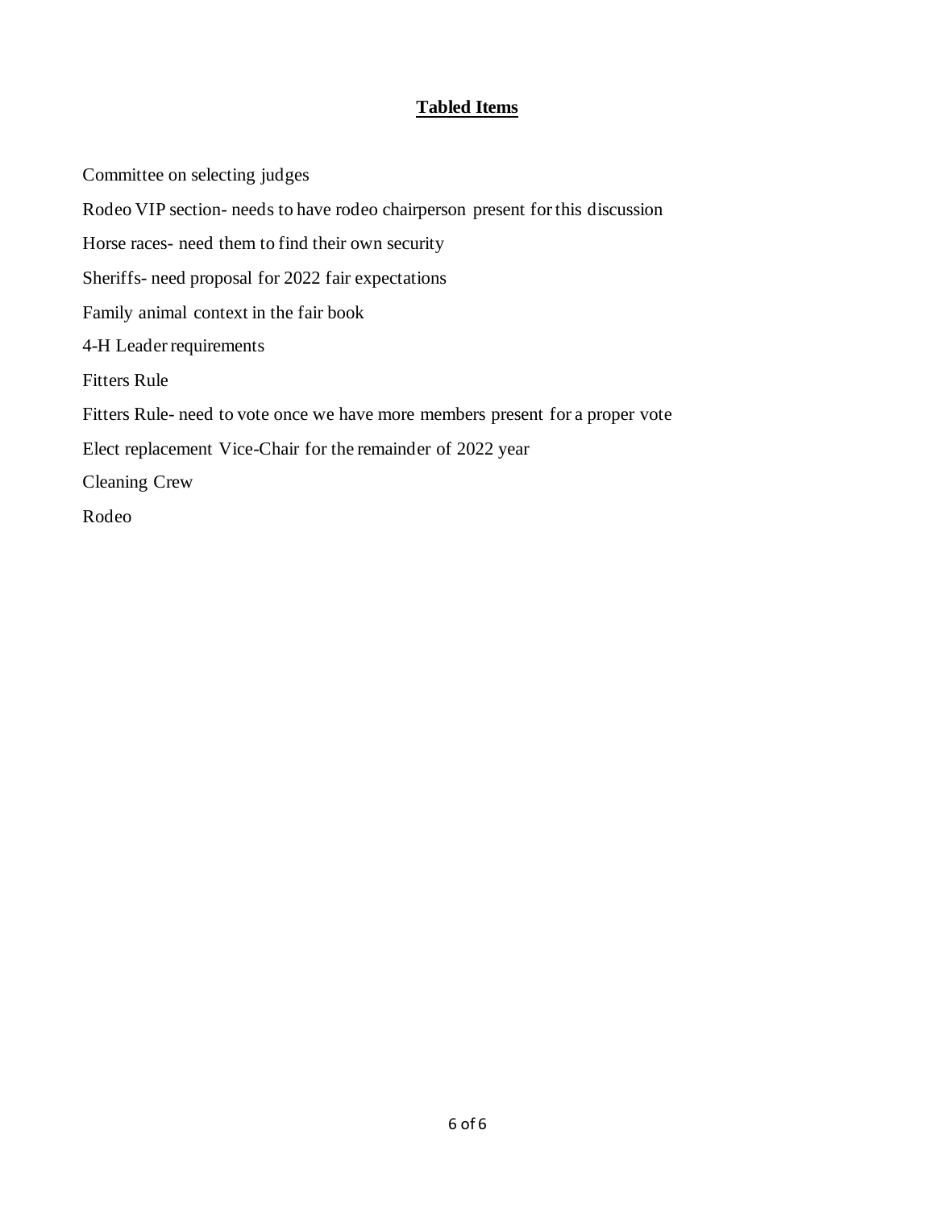## Tabled Items

Committee on selecting judges

Rodeo VIP section- needs to have rodeo chairperson present for this discussion

Horse races- need them to find their own security

Sheriffs- need proposal for 2022 fair expectations

Family animal context in the fair book

4-H Leader requirements

Fitters Rule

Fitters Rule- need to vote once we have more members present for a proper vote

Elect replacement Vice-Chair for the remainder of 2022 year

Cleaning Crew

Rodeo